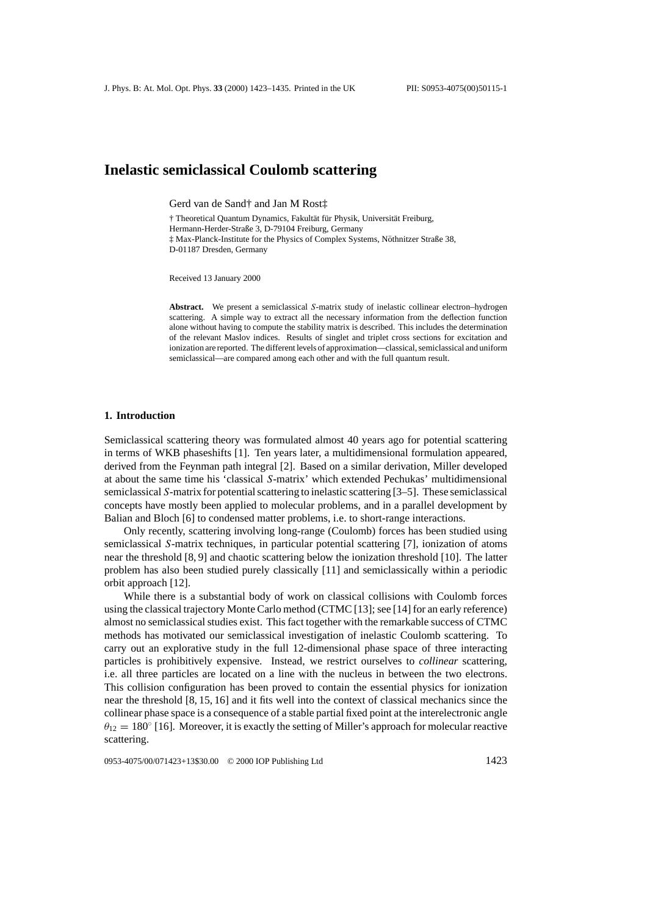# Inelastic semiclassical Coulomb scattering

Gerd van de Sand† and Jan M Rost‡

† Theoretical Quantum Dynamics, Fakultät für Physik, Universität Freiburg, Hermann-Herder-Straße 3, D-79104 Freiburg, Germany

‡ Max-Planck-Institute for the Physics of Complex Systems, Nöthnitzer Straße 38, D-01187 Dresden, Germany

Received 13 January 2000

**Abstract.** We present a semiclassical *S*-matrix study of inelastic collinear electron–hydrogen scattering. A simple way to extract all the necessary information from the deflection function alone without having to compute the stability matrix is described. This includes the determination of the relevant Maslov indices. Results of singlet and triplet cross sections for excitation and ionization are reported. The different levels of approximation—classical, semiclassical and uniform semiclassical—are compared among each other and with the full quantum result.

## 1. Introduction

Semiclassical scattering theory was formulated almost 40 years ago for potential scattering in terms of WKB phaseshifts [1]. Ten years later, a multidimensional formulation appeared, derived from the Feynman path integral [2]. Based on a similar derivation, Miller developed at about the same time his 'classical *S*-matrix' which extended Pechukas' multidimensional semiclassical *S*-matrix for potential scattering to inelastic scattering [3–5]. These semiclassical concepts have mostly been applied to molecular problems, and in a parallel development by Balian and Bloch [6] to condensed matter problems, i.e. to short-range interactions.

Only recently, scattering involving long-range (Coulomb) forces has been studied using semiclassical *S*-matrix techniques, in particular potential scattering [7], ionization of atoms near the threshold [8, 9] and chaotic scattering below the ionization threshold [10]. The latter problem has also been studied purely classically [11] and semiclassically within a periodic orbit approach [12].

While there is a substantial body of work on classical collisions with Coulomb forces using the classical trajectory Monte Carlo method (CTMC [13]; see [14] for an early reference) almost no semiclassical studies exist. This fact together with the remarkable success of CTMC methods has motivated our semiclassical investigation of inelastic Coulomb scattering. To carry out an explorative study in the full 12-dimensional phase space of three interacting particles is prohibitively expensive. Instead, we restrict ourselves to *collinear* scattering, i.e. all three particles are located on a line with the nucleus in between the two electrons. This collision configuration has been proved to contain the essential physics for ionization near the threshold [8, 15, 16] and it fits well into the context of classical mechanics since the collinear phase space is a consequence of a stable partial fixed point at the interelectronic angle $\theta_{12} = 180^\circ$ [16]. Moreover, it is exactly the setting of Miller's approach for molecular reactive scattering.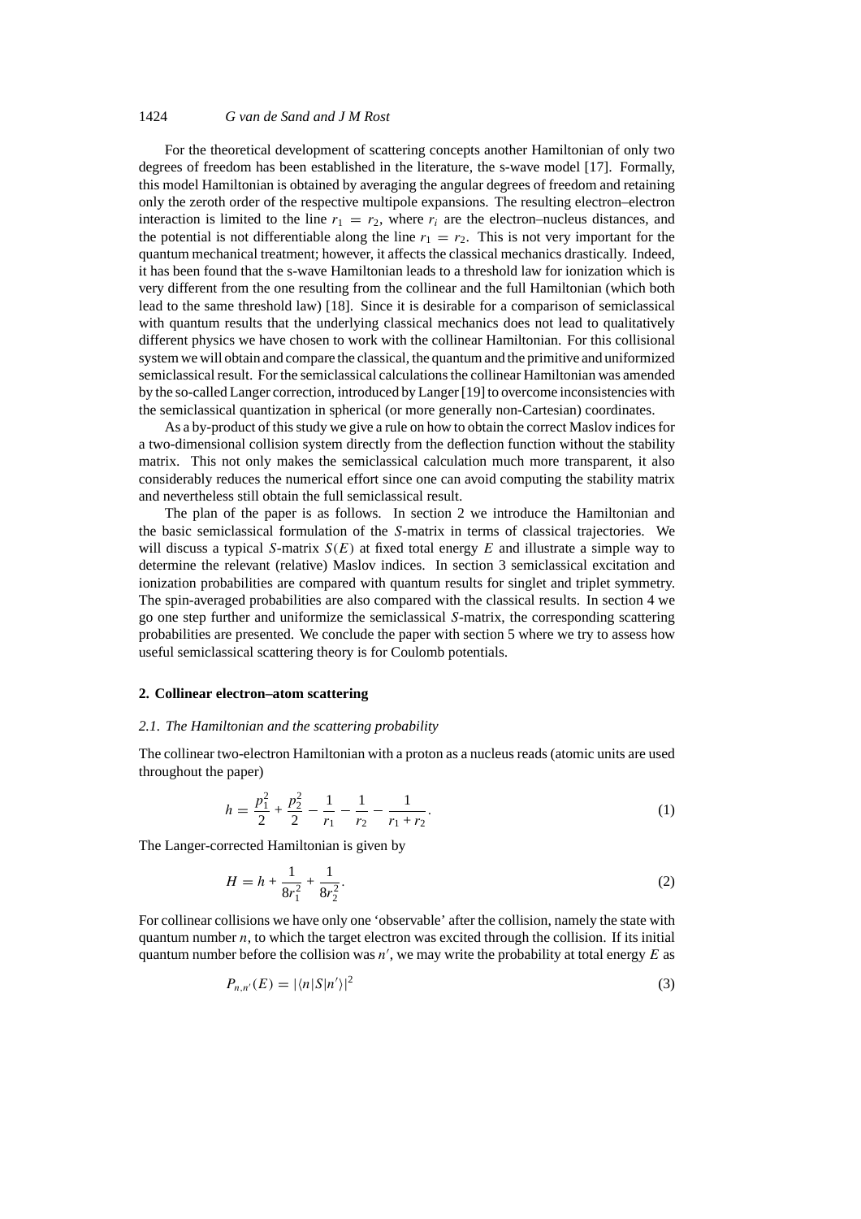For the theoretical development of scattering concepts another Hamiltonian of only two degrees of freedom has been established in the literature, the s-wave model [17]. Formally, this model Hamiltonian is obtained by averaging the angular degrees of freedom and retaining only the zeroth order of the respective multipole expansions. The resulting electron–electron interaction is limited to the line $r_1 = r_2$, where $r_i$ are the electron–nucleus distances, and the potential is not differentiable along the line $r_1 = r_2$. This is not very important for the quantum mechanical treatment; however, it affects the classical mechanics drastically. Indeed, it has been found that the s-wave Hamiltonian leads to a threshold law for ionization which is very different from the one resulting from the collinear and the full Hamiltonian (which both lead to the same threshold law) [18]. Since it is desirable for a comparison of semiclassical with quantum results that the underlying classical mechanics does not lead to qualitatively different physics we have chosen to work with the collinear Hamiltonian. For this collisional system we will obtain and compare the classical, the quantum and the primitive and uniformized semiclassical result. For the semiclassical calculations the collinear Hamiltonian was amended by the so-called Langer correction, introduced by Langer [19] to overcome inconsistencies with the semiclassical quantization in spherical (or more generally non-Cartesian) coordinates.

As a by-product of this study we give a rule on how to obtain the correct Maslov indices for a two-dimensional collision system directly from the deflection function without the stability matrix. This not only makes the semiclassical calculation much more transparent, it also considerably reduces the numerical effort since one can avoid computing the stability matrix and nevertheless still obtain the full semiclassical result.

The plan of the paper is as follows. In section 2 we introduce the Hamiltonian and the basic semiclassical formulation of the $S$-matrix in terms of classical trajectories. We will discuss a typical $S$-matrix $S(E)$ at fixed total energy $E$ and illustrate a simple way to determine the relevant (relative) Maslov indices. In section 3 semiclassical excitation and ionization probabilities are compared with quantum results for singlet and triplet symmetry. The spin-averaged probabilities are also compared with the classical results. In section 4 we go one step further and uniformize the semiclassical $S$-matrix, the corresponding scattering probabilities are presented. We conclude the paper with section 5 where we try to assess how useful semiclassical scattering theory is for Coulomb potentials.

## 2. Collinear electron–atom scattering

### 2.1. The Hamiltonian and the scattering probability

The collinear two-electron Hamiltonian with a proton as a nucleus reads (atomic units are used throughout the paper)

$$h = \frac{p_1^2}{2} + \frac{p_2^2}{2} - \frac{1}{r_1} - \frac{1}{r_2} - \frac{1}{r_1 + r_2}. \tag{1}$$

The Langer-corrected Hamiltonian is given by

$$H = h + \frac{1}{8r_1^2} + \frac{1}{8r_2^2}. \tag{2}$$

For collinear collisions we have only one 'observable' after the collision, namely the state with quantum number $n$, to which the target electron was excited through the collision. If its initial quantum number before the collision was $n'$, we may write the probability at total energy $E$ as

$$P_{n,n'}(E) = |\langle n|S|n'\rangle|^2 \tag{3}$$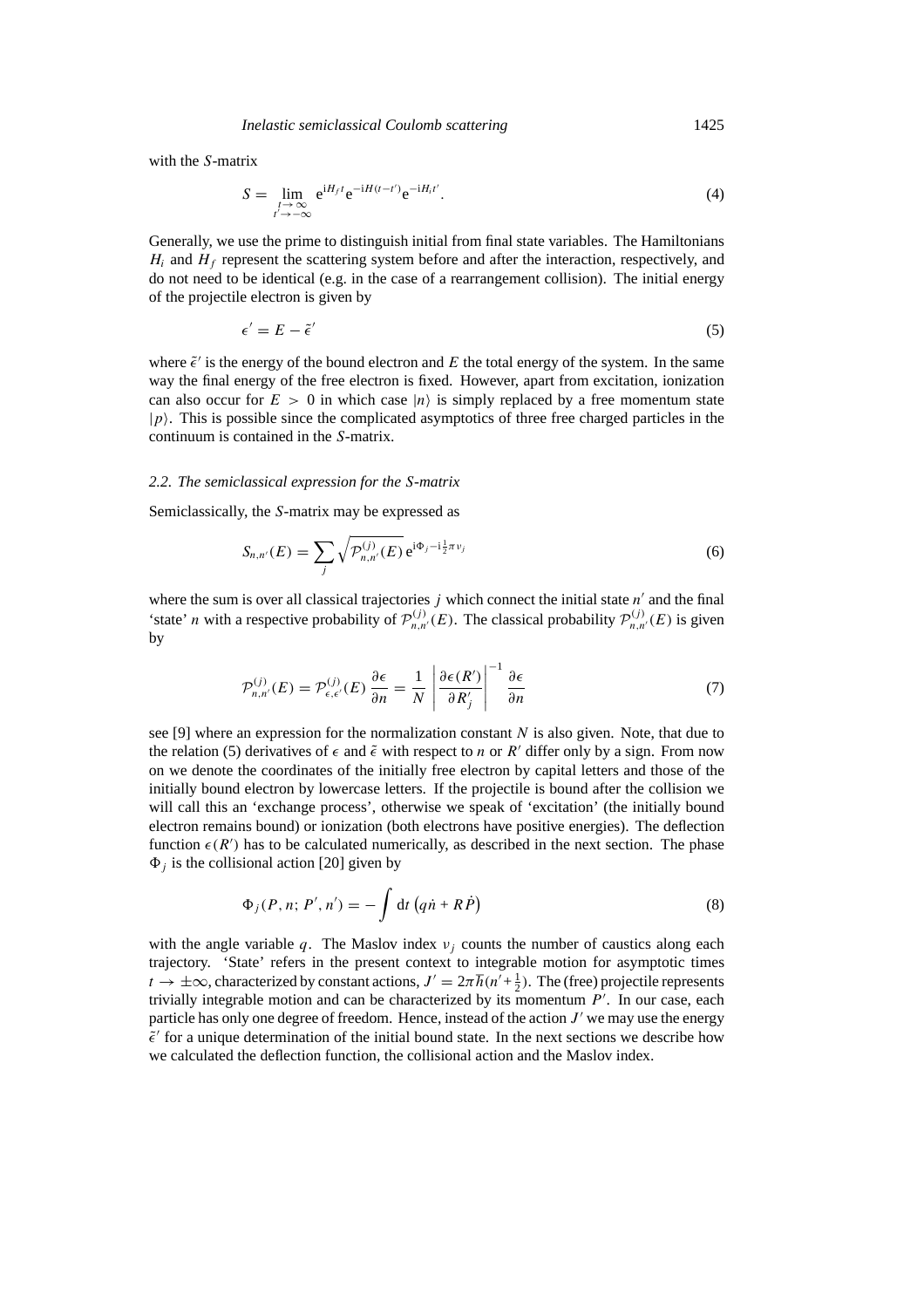with the $S$-matrix

$$S = \lim_{\substack{t\to\infty \\ t'\to-\infty}} \mathrm{e}^{\mathrm{i}H_f t}\mathrm{e}^{-\mathrm{i}H(t-t')}\mathrm{e}^{-\mathrm{i}H_i t'}. \tag{4}$$

Generally, we use the prime to distinguish initial from final state variables. The Hamiltonians $H_i$ and $H_f$ represent the scattering system before and after the interaction, respectively, and do not need to be identical (e.g. in the case of a rearrangement collision). The initial energy of the projectile electron is given by

$$\epsilon' = E - \tilde{\epsilon}' \tag{5}$$

where $\tilde{\epsilon}'$ is the energy of the bound electron and $E$ the total energy of the system. In the same way the final energy of the free electron is fixed. However, apart from excitation, ionization can also occur for $E > 0$ in which case $|n\rangle$ is simply replaced by a free momentum state $|p\rangle$. This is possible since the complicated asymptotics of three free charged particles in the continuum is contained in the $S$-matrix.

### 2.2. The semiclassical expression for the S-matrix

Semiclassically, the $S$-matrix may be expressed as

$$S_{n,n'}(E) = \sum_j \sqrt{\mathcal{P}^{(j)}_{n,n'}(E)}\,\mathrm{e}^{\mathrm{i}\Phi_j - \mathrm{i}\frac{1}{2}\pi\nu_j} \tag{6}$$

where the sum is over all classical trajectories $j$ which connect the initial state $n'$ and the final 'state' $n$ with a respective probability of $\mathcal{P}^{(j)}_{n,n'}(E)$. The classical probability $\mathcal{P}^{(j)}_{n,n'}(E)$ is given by

$$\mathcal{P}^{(j)}_{n,n'}(E) = \mathcal{P}^{(j)}_{\epsilon,\epsilon'}(E)\,\frac{\partial\epsilon}{\partial n} = \frac{1}{N}\left|\frac{\partial\epsilon(R')}{\partial R'_j}\right|^{-1}\frac{\partial\epsilon}{\partial n} \tag{7}$$

see [9] where an expression for the normalization constant $N$ is also given. Note, that due to the relation (5) derivatives of $\epsilon$ and $\tilde{\epsilon}$ with respect to $n$ or $R'$ differ only by a sign. From now on we denote the coordinates of the initially free electron by capital letters and those of the initially bound electron by lowercase letters. If the projectile is bound after the collision we will call this an 'exchange process', otherwise we speak of 'excitation' (the initially bound electron remains bound) or ionization (both electrons have positive energies). The deflection function $\epsilon(R')$ has to be calculated numerically, as described in the next section. The phase $\Phi_j$ is the collisional action [20] given by

$$\Phi_j(P, n; P', n') = -\int \mathrm{d}t\,\left(q\dot{n} + R\dot{P}\right) \tag{8}$$

with the angle variable $q$. The Maslov index $\nu_j$ counts the number of caustics along each trajectory. 'State' refers in the present context to integrable motion for asymptotic times $t \to \pm\infty$, characterized by constant actions, $J' = 2\pi\hbar(n' + \frac{1}{2})$. The (free) projectile represents trivially integrable motion and can be characterized by its momentum $P'$. In our case, each particle has only one degree of freedom. Hence, instead of the action $J'$ we may use the energy $\tilde{\epsilon}'$ for a unique determination of the initial bound state. In the next sections we describe how we calculated the deflection function, the collisional action and the Maslov index.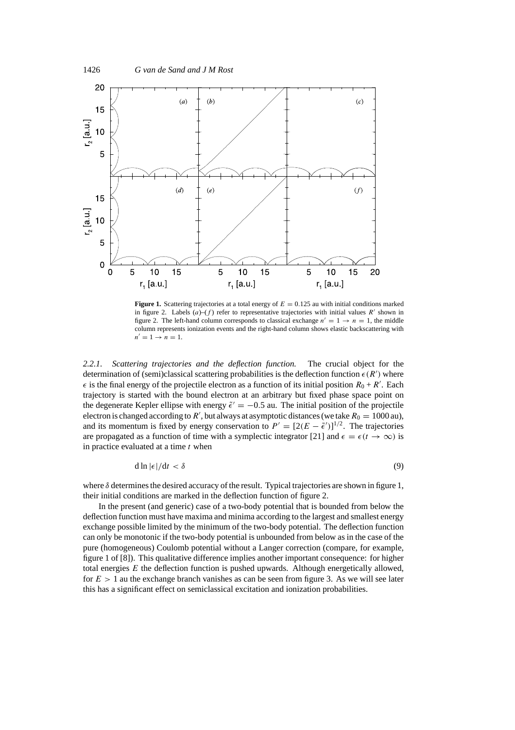**Figure 1.** Scattering trajectories at a total energy of $E = 0.125$ au with initial conditions marked in figure 2. Labels (*a*)–(*f*) refer to representative trajectories with initial values $R'$ shown in figure 2. The left-hand column corresponds to classical exchange $n' = 1 \rightarrow n = 1$, the middle column represents ionization events and the right-hand column shows elastic backscattering with $n' = 1 \rightarrow n = 1$.

#### 2.2.1. *Scattering trajectories and the deflection function.*

The crucial object for the determination of (semi)classical scattering probabilities is the deflection function $\epsilon(R')$ where $\epsilon$ is the final energy of the projectile electron as a function of its initial position $R_0 + R'$. Each trajectory is started with the bound electron at an arbitrary but fixed phase space point on the degenerate Kepler ellipse with energy $\tilde{\epsilon}' = -0.5$ au. The initial position of the projectile electron is changed according to $R'$, but always at asymptotic distances (we take $R_0 = 1000$ au), and its momentum is fixed by energy conservation to $P' = [2(E - \tilde{\epsilon}')]^{1/2}$. The trajectories are propagated as a function of time with a symplectic integrator [21] and $\epsilon = \epsilon(t \rightarrow \infty)$ is in practice evaluated at a time $t$ when

$$\mathrm{d} \ln |\epsilon| / \mathrm{d}t < \delta \tag{9}$$

where $\delta$ determines the desired accuracy of the result. Typical trajectories are shown in figure 1, their initial conditions are marked in the deflection function of figure 2.

In the present (and generic) case of a two-body potential that is bounded from below the deflection function must have maxima and minima according to the largest and smallest energy exchange possible limited by the minimum of the two-body potential. The deflection function can only be monotonic if the two-body potential is unbounded from below as in the case of the pure (homogeneous) Coulomb potential without a Langer correction (compare, for example, figure 1 of [8]). This qualitative difference implies another important consequence: for higher total energies $E$ the deflection function is pushed upwards. Although energetically allowed, for $E > 1$ au the exchange branch vanishes as can be seen from figure 3. As we will see later this has a significant effect on semiclassical excitation and ionization probabilities.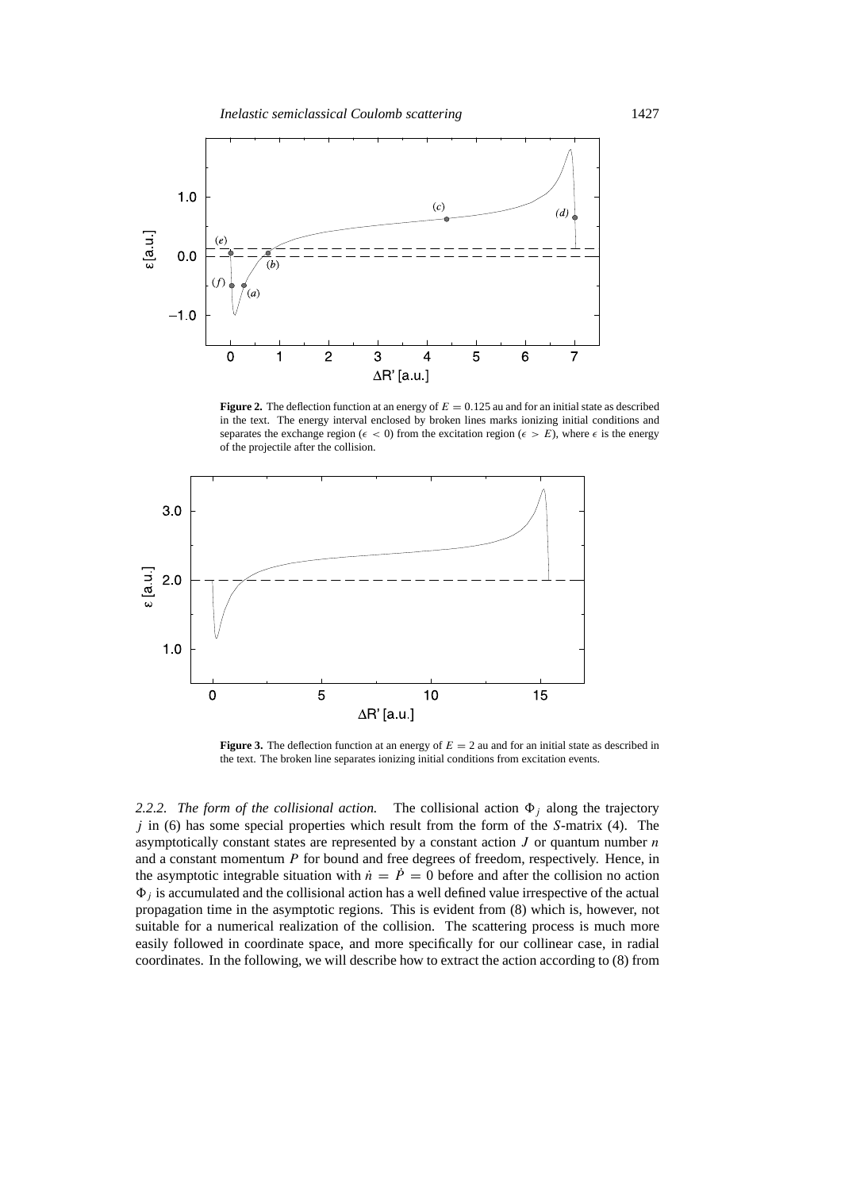**Figure 2.** The deflection function at an energy of $E = 0.125$ au and for an initial state as described in the text. The energy interval enclosed by broken lines marks ionizing initial conditions and separates the exchange region ($\epsilon < 0$) from the excitation region ($\epsilon > E$), where $\epsilon$ is the energy of the projectile after the collision.

**Figure 3.** The deflection function at an energy of $E = 2$ au and for an initial state as described in the text. The broken line separates ionizing initial conditions from excitation events.

*2.2.2. The form of the collisional action.* The collisional action $\Phi_j$ along the trajectory $j$ in (6) has some special properties which result from the form of the $S$-matrix (4). The asymptotically constant states are represented by a constant action $J$ or quantum number $n$ and a constant momentum $P$ for bound and free degrees of freedom, respectively. Hence, in the asymptotic integrable situation with $\dot{n} = \dot{P} = 0$ before and after the collision no action $\Phi_j$ is accumulated and the collisional action has a well defined value irrespective of the actual propagation time in the asymptotic regions. This is evident from (8) which is, however, not suitable for a numerical realization of the collision. The scattering process is much more easily followed in coordinate space, and more specifically for our collinear case, in radial coordinates. In the following, we will describe how to extract the action according to (8) from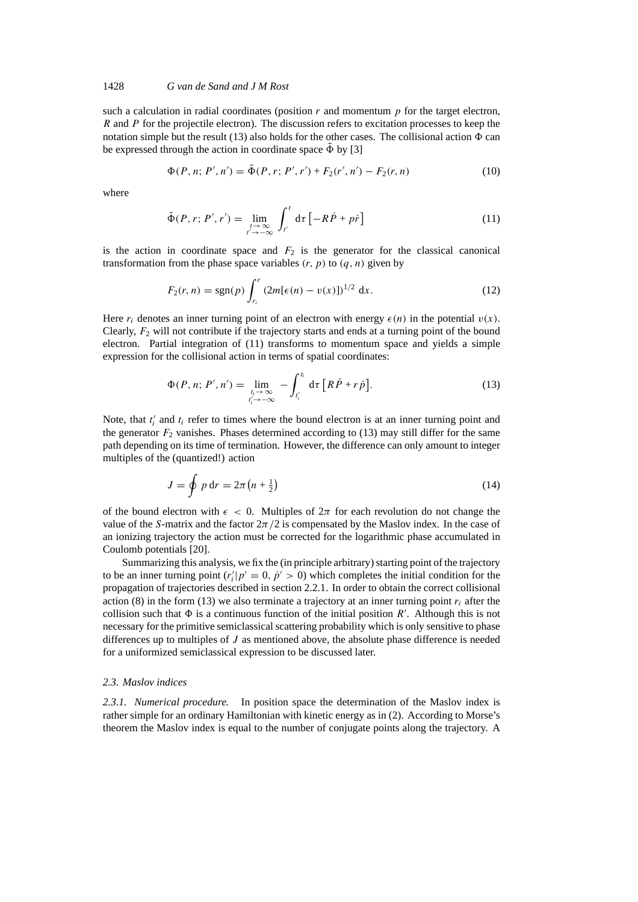such a calculation in radial coordinates (position $r$ and momentum $p$ for the target electron, $R$ and $P$ for the projectile electron). The discussion refers to excitation processes to keep the notation simple but the result (13) also holds for the other cases. The collisional action $\Phi$ can be expressed through the action in coordinate space $\tilde{\Phi}$ by [3]

$$\Phi(P, n; P', n') = \tilde{\Phi}(P, r; P', r') + F_2(r', n') - F_2(r, n) \tag{10}$$

where

$$\tilde{\Phi}(P, r; P', r') = \lim_{\substack{t \to \infty \\ t' \to -\infty}} \int_{t'}^{t} \mathrm{d}\tau \left[ -R\dot{P} + p\dot{r} \right] \tag{11}$$

is the action in coordinate space and $F_2$ is the generator for the classical canonical transformation from the phase space variables $(r, p)$ to $(q, n)$ given by

$$F_2(r, n) = \mathrm{sgn}(p) \int_{r_i}^{r} (2m[\epsilon(n) - v(x)])^{1/2} \, \mathrm{d}x. \tag{12}$$

Here $r_i$ denotes an inner turning point of an electron with energy $\epsilon(n)$ in the potential $v(x)$. Clearly, $F_2$ will not contribute if the trajectory starts and ends at a turning point of the bound electron. Partial integration of (11) transforms to momentum space and yields a simple expression for the collisional action in terms of spatial coordinates:

$$\Phi(P, n; P', n') = \lim_{\substack{t_i \to \infty \\ t_i' \to -\infty}} -\int_{t_i'}^{t_i} \mathrm{d}\tau \left[ R\dot{P} + r\dot{p} \right]. \tag{13}$$

Note, that $t_i'$ and $t_i$ refer to times where the bound electron is at an inner turning point and the generator $F_2$ vanishes. Phases determined according to (13) may still differ for the same path depending on its time of termination. However, the difference can only amount to integer multiples of the (quantized!) action

$$J = \oint p \, \mathrm{d}r = 2\pi \left( n + \tfrac{1}{2} \right) \tag{14}$$

of the bound electron with $\epsilon < 0$. Multiples of $2\pi$ for each revolution do not change the value of the *S*-matrix and the factor $2\pi/2$ is compensated by the Maslov index. In the case of an ionizing trajectory the action must be corrected for the logarithmic phase accumulated in Coulomb potentials [20].

Summarizing this analysis, we fix the (in principle arbitrary) starting point of the trajectory to be an inner turning point $(r_i' | p' = 0, \dot{p}' > 0)$ which completes the initial condition for the propagation of trajectories described in section 2.2.1. In order to obtain the correct collisional action (8) in the form (13) we also terminate a trajectory at an inner turning point $r_i$ after the collision such that $\Phi$ is a continuous function of the initial position $R'$. Although this is not necessary for the primitive semiclassical scattering probability which is only sensitive to phase differences up to multiples of $J$ as mentioned above, the absolute phase difference is needed for a uniformized semiclassical expression to be discussed later.

### 2.3. *Maslov indices*

*2.3.1. Numerical procedure.* In position space the determination of the Maslov index is rather simple for an ordinary Hamiltonian with kinetic energy as in (2). According to Morse's theorem the Maslov index is equal to the number of conjugate points along the trajectory. A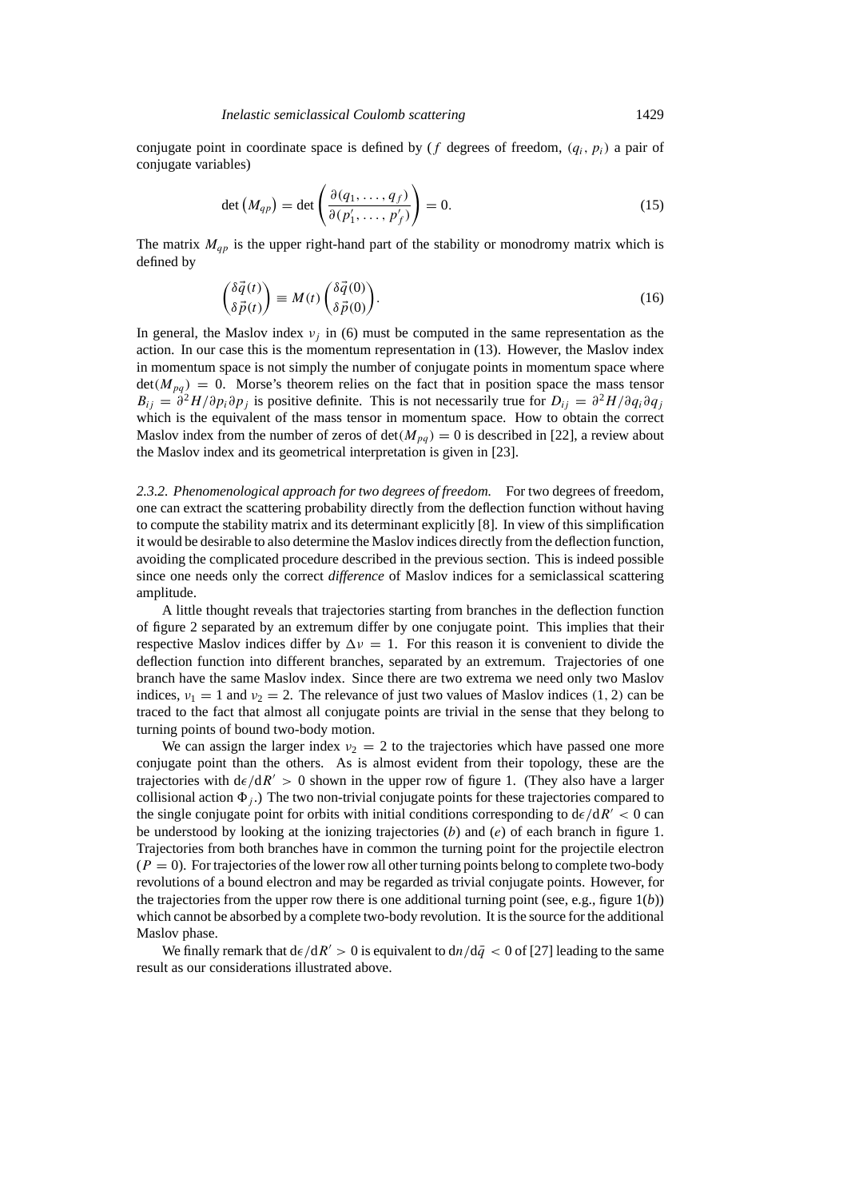conjugate point in coordinate space is defined by ($f$ degrees of freedom, $(q_i, p_i)$ a pair of conjugate variables)

$$\det\left(M_{qp}\right) = \det\left(\frac{\partial(q_1, \ldots, q_f)}{\partial(p'_1, \ldots, p'_f)}\right) = 0. \tag{15}$$

The matrix $M_{qp}$ is the upper right-hand part of the stability or monodromy matrix which is defined by

$$\begin{pmatrix} \delta\vec{q}(t) \\ \delta\vec{p}(t) \end{pmatrix} \equiv M(t) \begin{pmatrix} \delta\vec{q}(0) \\ \delta\vec{p}(0) \end{pmatrix}. \tag{16}$$

In general, the Maslov index $\nu_j$ in (6) must be computed in the same representation as the action. In our case this is the momentum representation in (13). However, the Maslov index in momentum space is not simply the number of conjugate points in momentum space where $\det(M_{pq}) = 0$. Morse's theorem relies on the fact that in position space the mass tensor $B_{ij} = \partial^2 H/\partial p_i \partial p_j$ is positive definite. This is not necessarily true for $D_{ij} = \partial^2 H/\partial q_i \partial q_j$ which is the equivalent of the mass tensor in momentum space. How to obtain the correct Maslov index from the number of zeros of $\det(M_{pq}) = 0$ is described in [22], a review about the Maslov index and its geometrical interpretation is given in [23].

*2.3.2. Phenomenological approach for two degrees of freedom.* For two degrees of freedom, one can extract the scattering probability directly from the deflection function without having to compute the stability matrix and its determinant explicitly [8]. In view of this simplification it would be desirable to also determine the Maslov indices directly from the deflection function, avoiding the complicated procedure described in the previous section. This is indeed possible since one needs only the correct *difference* of Maslov indices for a semiclassical scattering amplitude.

A little thought reveals that trajectories starting from branches in the deflection function of figure 2 separated by an extremum differ by one conjugate point. This implies that their respective Maslov indices differ by $\Delta\nu = 1$. For this reason it is convenient to divide the deflection function into different branches, separated by an extremum. Trajectories of one branch have the same Maslov index. Since there are two extrema we need only two Maslov indices, $\nu_1 = 1$ and $\nu_2 = 2$. The relevance of just two values of Maslov indices $(1, 2)$ can be traced to the fact that almost all conjugate points are trivial in the sense that they belong to turning points of bound two-body motion.

We can assign the larger index $\nu_2 = 2$ to the trajectories which have passed one more conjugate point than the others. As is almost evident from their topology, these are the trajectories with $\mathrm{d}\epsilon/\mathrm{d}R' > 0$ shown in the upper row of figure 1. (They also have a larger collisional action $\Phi_j$.) The two non-trivial conjugate points for these trajectories compared to the single conjugate point for orbits with initial conditions corresponding to $\mathrm{d}\epsilon/\mathrm{d}R' < 0$ can be understood by looking at the ionizing trajectories ($b$) and ($e$) of each branch in figure 1. Trajectories from both branches have in common the turning point for the projectile electron ($P = 0$). For trajectories of the lower row all other turning points belong to complete two-body revolutions of a bound electron and may be regarded as trivial conjugate points. However, for the trajectories from the upper row there is one additional turning point (see, e.g., figure 1($b$)) which cannot be absorbed by a complete two-body revolution. It is the source for the additional Maslov phase.

We finally remark that $\mathrm{d}\epsilon/\mathrm{d}R' > 0$ is equivalent to $\mathrm{d}n/\mathrm{d}\bar{q} < 0$ of [27] leading to the same result as our considerations illustrated above.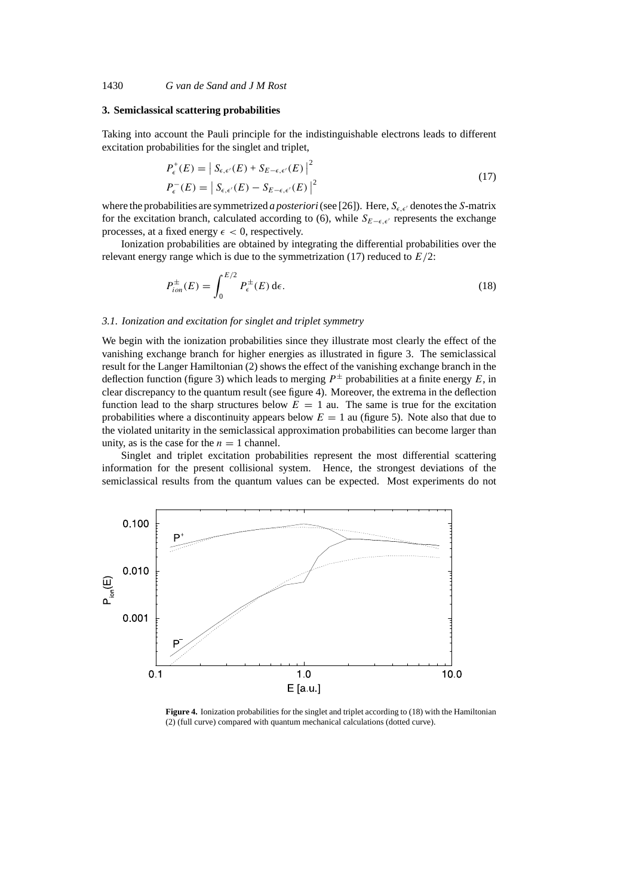## 3. Semiclassical scattering probabilities

Taking into account the Pauli principle for the indistinguishable electrons leads to different excitation probabilities for the singlet and triplet,

$$
\begin{aligned}
P_\epsilon^+(E) &= \left| S_{\epsilon,\epsilon'}(E) + S_{E-\epsilon,\epsilon'}(E) \right|^2 \\
P_\epsilon^-(E) &= \left| S_{\epsilon,\epsilon'}(E) - S_{E-\epsilon,\epsilon'}(E) \right|^2
\end{aligned}
\tag{17}
$$

where the probabilities are symmetrized *a posteriori* (see [26]). Here, $S_{\epsilon,\epsilon'}$ denotes the *S*-matrix for the excitation branch, calculated according to (6), while $S_{E-\epsilon,\epsilon'}$ represents the exchange processes, at a fixed energy $\epsilon < 0$, respectively.

Ionization probabilities are obtained by integrating the differential probabilities over the relevant energy range which is due to the symmetrization (17) reduced to $E/2$:

$$
P_{ion}^{\pm}(E) = \int_0^{E/2} P_\epsilon^{\pm}(E)\,\mathrm{d}\epsilon. \tag{18}
$$

### 3.1. Ionization and excitation for singlet and triplet symmetry

We begin with the ionization probabilities since they illustrate most clearly the effect of the vanishing exchange branch for higher energies as illustrated in figure 3. The semiclassical result for the Langer Hamiltonian (2) shows the effect of the vanishing exchange branch in the deflection function (figure 3) which leads to merging $P^{\pm}$ probabilities at a finite energy $E$, in clear discrepancy to the quantum result (see figure 4). Moreover, the extrema in the deflection function lead to the sharp structures below $E = 1$ au. The same is true for the excitation probabilities where a discontinuity appears below $E = 1$ au (figure 5). Note also that due to the violated unitarity in the semiclassical approximation probabilities can become larger than unity, as is the case for the $n = 1$ channel.

Singlet and triplet excitation probabilities represent the most differential scattering information for the present collisional system. Hence, the strongest deviations of the semiclassical results from the quantum values can be expected. Most experiments do not

**Figure 4.** Ionization probabilities for the singlet and triplet according to (18) with the Hamiltonian (2) (full curve) compared with quantum mechanical calculations (dotted curve).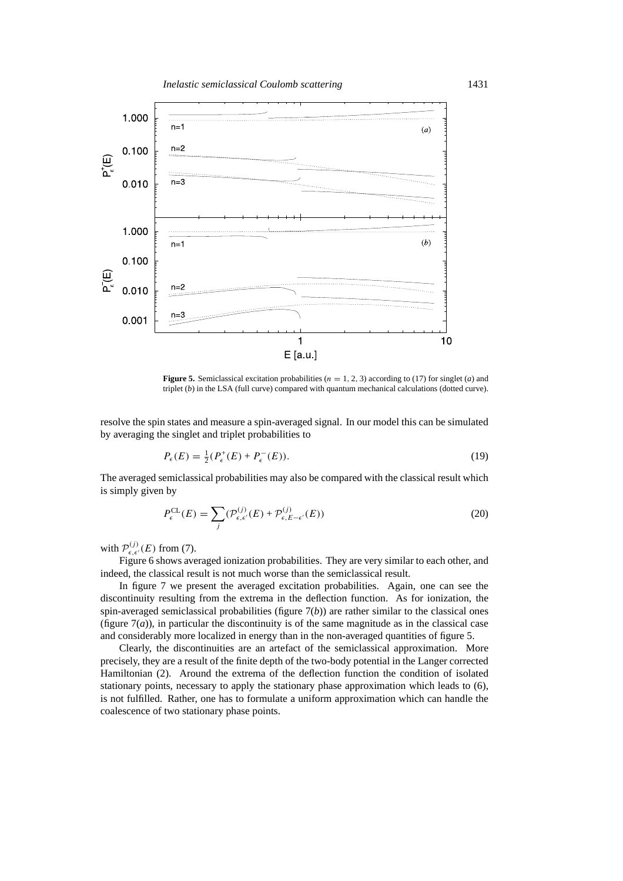**Figure 5.** Semiclassical excitation probabilities ($n = 1, 2, 3$) according to (17) for singlet (*a*) and triplet (*b*) in the LSA (full curve) compared with quantum mechanical calculations (dotted curve).

resolve the spin states and measure a spin-averaged signal. In our model this can be simulated by averaging the singlet and triplet probabilities to

$$P_\epsilon(E) = \tfrac{1}{2}(P_\epsilon^+(E) + P_\epsilon^-(E)). \tag{19}$$

The averaged semiclassical probabilities may also be compared with the classical result which is simply given by

$$P_\epsilon^{\mathrm{CL}}(E) = \sum_j (\mathcal{P}_{\epsilon,\epsilon'}^{(j)}(E) + \mathcal{P}_{\epsilon,E-\epsilon'}^{(j)}(E)) \tag{20}$$

with $\mathcal{P}_{\epsilon,\epsilon'}^{(j)}(E)$ from (7).

Figure 6 shows averaged ionization probabilities. They are very similar to each other, and indeed, the classical result is not much worse than the semiclassical result.

In figure 7 we present the averaged excitation probabilities. Again, one can see the discontinuity resulting from the extrema in the deflection function. As for ionization, the spin-averaged semiclassical probabilities (figure 7(*b*)) are rather similar to the classical ones (figure 7(*a*)), in particular the discontinuity is of the same magnitude as in the classical case and considerably more localized in energy than in the non-averaged quantities of figure 5.

Clearly, the discontinuities are an artefact of the semiclassical approximation. More precisely, they are a result of the finite depth of the two-body potential in the Langer corrected Hamiltonian (2). Around the extrema of the deflection function the condition of isolated stationary points, necessary to apply the stationary phase approximation which leads to (6), is not fulfilled. Rather, one has to formulate a uniform approximation which can handle the coalescence of two stationary phase points.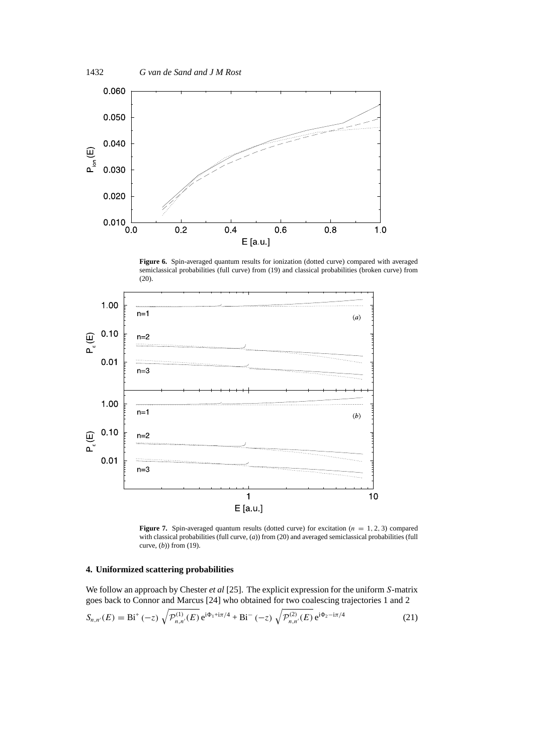**Figure 6.** Spin-averaged quantum results for ionization (dotted curve) compared with averaged semiclassical probabilities (full curve) from (19) and classical probabilities (broken curve) from (20).

**Figure 7.** Spin-averaged quantum results (dotted curve) for excitation ($n = 1, 2, 3$) compared with classical probabilities (full curve, (*a*)) from (20) and averaged semiclassical probabilities (full curve, (*b*)) from (19).

## 4. Uniformized scattering probabilities

We follow an approach by Chester *et al* [25]. The explicit expression for the uniform $S$-matrix goes back to Connor and Marcus [24] who obtained for two coalescing trajectories 1 and 2

$$S_{n,n'}(E) = \mathrm{Bi}^{+}(-z)\,\sqrt{\mathcal{P}^{(1)}_{n,n'}(E)}\,\mathrm{e}^{\mathrm{i}\Phi_1+\mathrm{i}\pi/4} + \mathrm{Bi}^{-}(-z)\,\sqrt{\mathcal{P}^{(2)}_{n,n'}(E)}\,\mathrm{e}^{\mathrm{i}\Phi_2-\mathrm{i}\pi/4} \tag{21}$$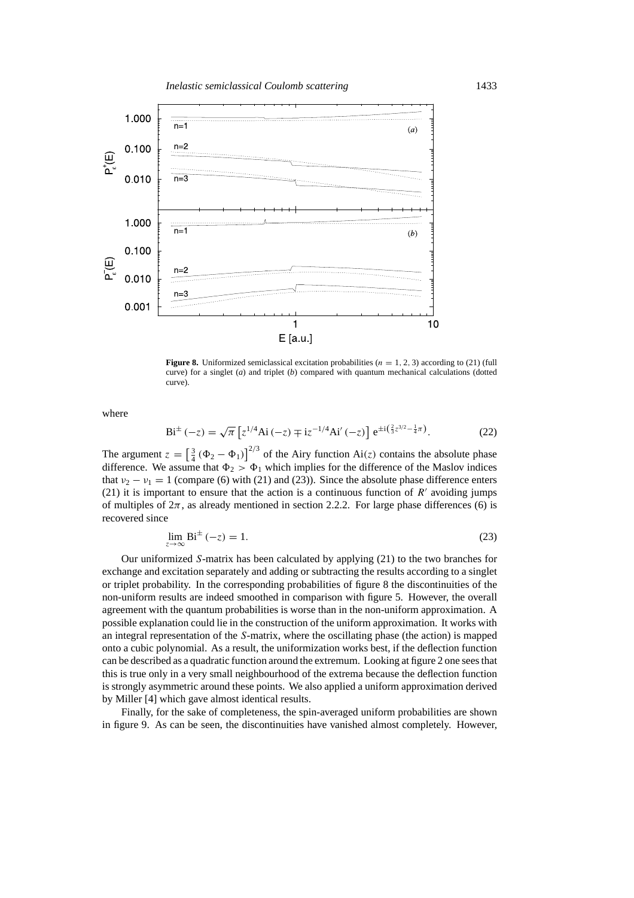**Figure 8.** Uniformized semiclassical excitation probabilities ($n = 1, 2, 3$) according to (21) (full curve) for a singlet (*a*) and triplet (*b*) compared with quantum mechanical calculations (dotted curve).

where

$$\mathrm{Bi}^{\pm}(-z) = \sqrt{\pi}\left[z^{1/4}\mathrm{Ai}(-z) \mp \mathrm{i}z^{-1/4}\mathrm{Ai}'(-z)\right]\mathrm{e}^{\pm\mathrm{i}\left(\frac{2}{3}z^{3/2}-\frac{1}{4}\pi\right)}. \tag{22}$$

The argument $z = \left[\frac{3}{4}(\Phi_2 - \Phi_1)\right]^{2/3}$ of the Airy function $\mathrm{Ai}(z)$ contains the absolute phase difference. We assume that $\Phi_2 > \Phi_1$ which implies for the difference of the Maslov indices that $\nu_2 - \nu_1 = 1$ (compare (6) with (21) and (23)). Since the absolute phase difference enters (21) it is important to ensure that the action is a continuous function of $R'$ avoiding jumps of multiples of $2\pi$, as already mentioned in section 2.2.2. For large phase differences (6) is recovered since

$$\lim_{z\to\infty} \mathrm{Bi}^{\pm}(-z) = 1. \tag{23}$$

Our uniformized $S$-matrix has been calculated by applying (21) to the two branches for exchange and excitation separately and adding or subtracting the results according to a singlet or triplet probability. In the corresponding probabilities of figure 8 the discontinuities of the non-uniform results are indeed smoothed in comparison with figure 5. However, the overall agreement with the quantum probabilities is worse than in the non-uniform approximation. A possible explanation could lie in the construction of the uniform approximation. It works with an integral representation of the $S$-matrix, where the oscillating phase (the action) is mapped onto a cubic polynomial. As a result, the uniformization works best, if the deflection function can be described as a quadratic function around the extremum. Looking at figure 2 one sees that this is true only in a very small neighbourhood of the extrema because the deflection function is strongly asymmetric around these points. We also applied a uniform approximation derived by Miller [4] which gave almost identical results.

Finally, for the sake of completeness, the spin-averaged uniform probabilities are shown in figure 9. As can be seen, the discontinuities have vanished almost completely. However,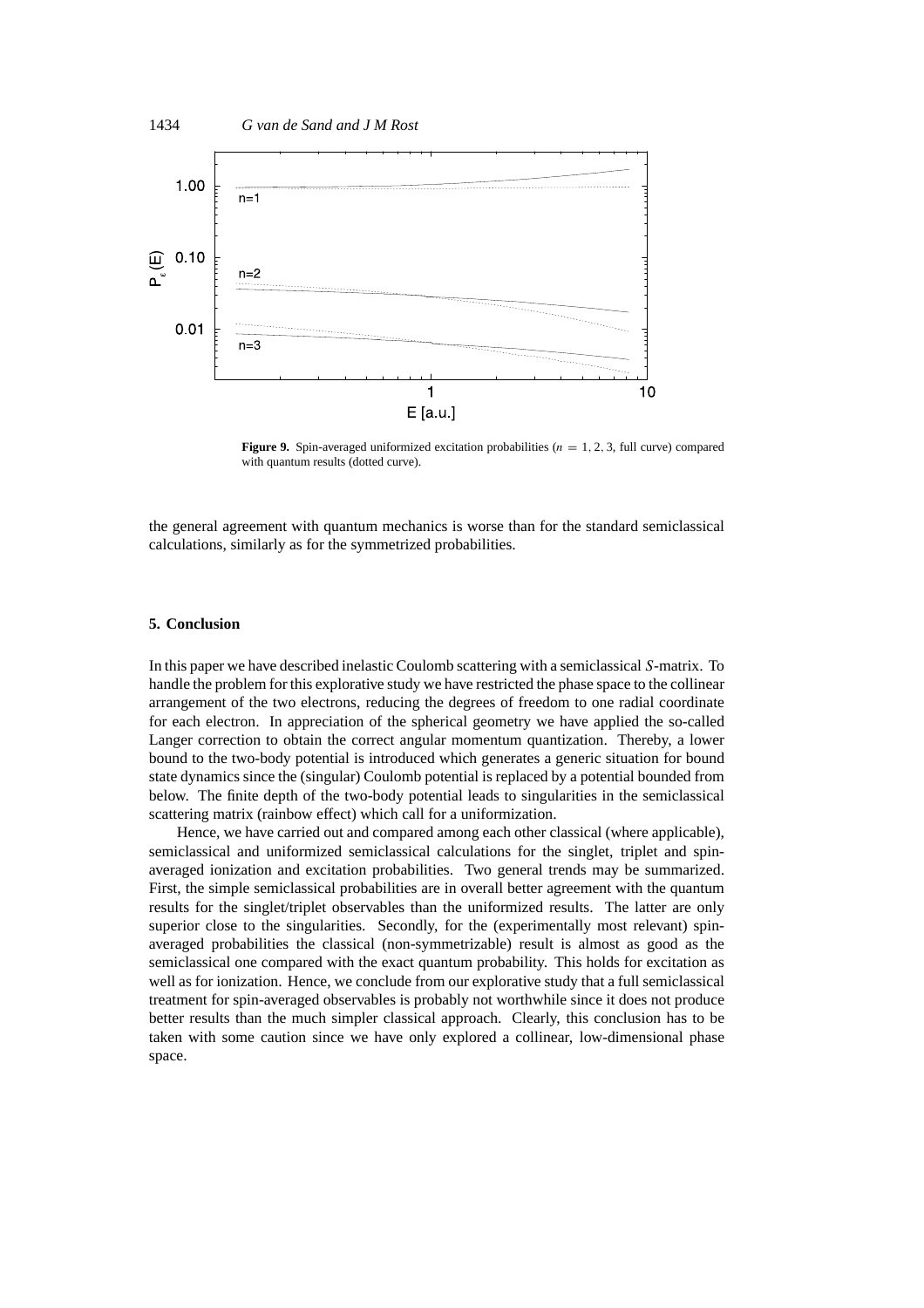**Figure 9.** Spin-averaged uniformized excitation probabilities ($n = 1, 2, 3$, full curve) compared with quantum results (dotted curve).

the general agreement with quantum mechanics is worse than for the standard semiclassical calculations, similarly as for the symmetrized probabilities.

## 5. Conclusion

In this paper we have described inelastic Coulomb scattering with a semiclassical $S$-matrix. To handle the problem for this explorative study we have restricted the phase space to the collinear arrangement of the two electrons, reducing the degrees of freedom to one radial coordinate for each electron. In appreciation of the spherical geometry we have applied the so-called Langer correction to obtain the correct angular momentum quantization. Thereby, a lower bound to the two-body potential is introduced which generates a generic situation for bound state dynamics since the (singular) Coulomb potential is replaced by a potential bounded from below. The finite depth of the two-body potential leads to singularities in the semiclassical scattering matrix (rainbow effect) which call for a uniformization.

Hence, we have carried out and compared among each other classical (where applicable), semiclassical and uniformized semiclassical calculations for the singlet, triplet and spin-averaged ionization and excitation probabilities. Two general trends may be summarized. First, the simple semiclassical probabilities are in overall better agreement with the quantum results for the singlet/triplet observables than the uniformized results. The latter are only superior close to the singularities. Secondly, for the (experimentally most relevant) spin-averaged probabilities the classical (non-symmetrizable) result is almost as good as the semiclassical one compared with the exact quantum probability. This holds for excitation as well as for ionization. Hence, we conclude from our explorative study that a full semiclassical treatment for spin-averaged observables is probably not worthwhile since it does not produce better results than the much simpler classical approach. Clearly, this conclusion has to be taken with some caution since we have only explored a collinear, low-dimensional phase space.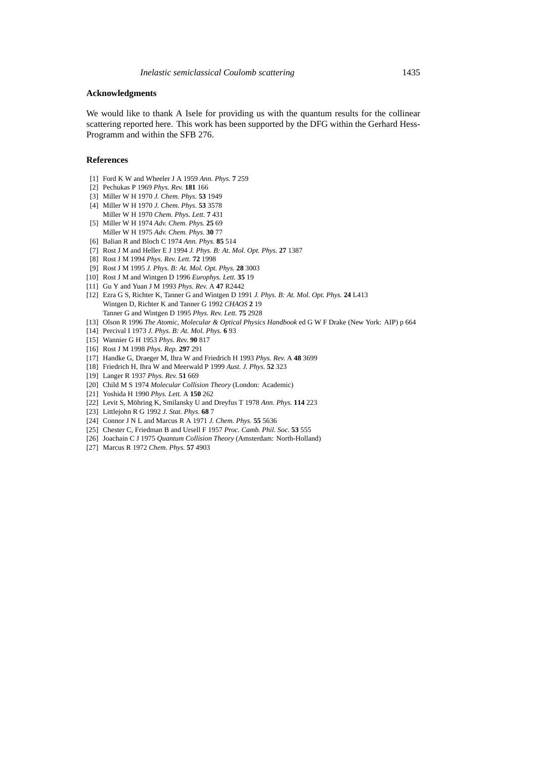## Acknowledgments

We would like to thank A Isele for providing us with the quantum results for the collinear scattering reported here. This work has been supported by the DFG within the Gerhard Hess-Programm and within the SFB 276.

## References

[1] Ford K W and Wheeler J A 1959 *Ann. Phys.* **7** 259
[2] Pechukas P 1969 *Phys. Rev.* **181** 166
[3] Miller W H 1970 *J. Chem. Phys.* **53** 1949
[4] Miller W H 1970 *J. Chem. Phys.* **53** 3578
Miller W H 1970 *Chem. Phys. Lett.* **7** 431
[5] Miller W H 1974 *Adv. Chem. Phys.* **25** 69
Miller W H 1975 *Adv. Chem. Phys.* **30** 77
[6] Balian R and Bloch C 1974 *Ann. Phys.* **85** 514
[7] Rost J M and Heller E J 1994 *J. Phys. B: At. Mol. Opt. Phys.* **27** 1387
[8] Rost J M 1994 *Phys. Rev. Lett.* **72** 1998
[9] Rost J M 1995 *J. Phys. B: At. Mol. Opt. Phys.* **28** 3003
[10] Rost J M and Wintgen D 1996 *Europhys. Lett.* **35** 19
[11] Gu Y and Yuan J M 1993 *Phys. Rev.* A **47** R2442
[12] Ezra G S, Richter K, Tanner G and Wintgen D 1991 *J. Phys. B: At. Mol. Opt. Phys.* **24** L413
Wintgen D, Richter K and Tanner G 1992 *CHAOS* **2** 19
Tanner G and Wintgen D 1995 *Phys. Rev. Lett.* **75** 2928
[13] Olson R 1996 *The Atomic, Molecular & Optical Physics Handbook* ed G W F Drake (New York: AIP) p 664
[14] Percival I 1973 *J. Phys. B: At. Mol. Phys.* **6** 93
[15] Wannier G H 1953 *Phys. Rev.* **90** 817
[16] Rost J M 1998 *Phys. Rep.* **297** 291
[17] Handke G, Draeger M, Ihra W and Friedrich H 1993 *Phys. Rev.* A **48** 3699
[18] Friedrich H, Ihra W and Meerwald P 1999 *Aust. J. Phys.* **52** 323
[19] Langer R 1937 *Phys. Rev.* **51** 669
[20] Child M S 1974 *Molecular Collision Theory* (London: Academic)
[21] Yoshida H 1990 *Phys. Lett.* A **150** 262
[22] Levit S, Möhring K, Smilansky U and Dreyfus T 1978 *Ann. Phys.* **114** 223
[23] Littlejohn R G 1992 *J. Stat. Phys.* **68** 7
[24] Connor J N L and Marcus R A 1971 *J. Chem. Phys.* **55** 5636
[25] Chester C, Friedman B and Ursell F 1957 *Proc. Camb. Phil. Soc.* **53** 555
[26] Joachain C J 1975 *Quantum Collision Theory* (Amsterdam: North-Holland)
[27] Marcus R 1972 *Chem. Phys.* **57** 4903